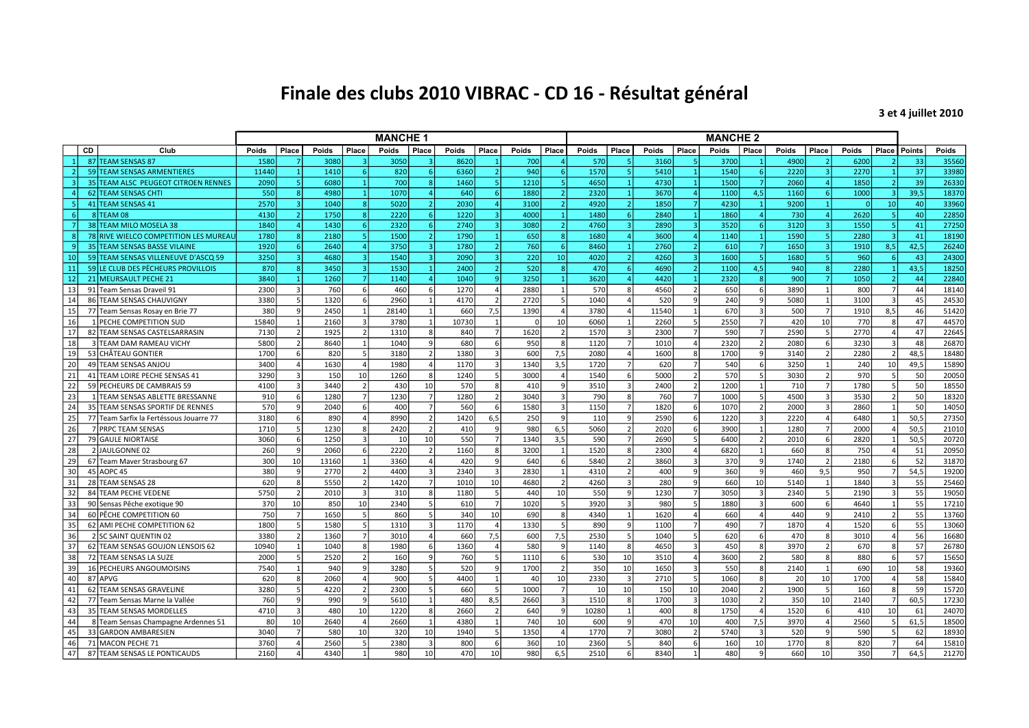# Finale des clubs 2010 VIBRAC - CD 16 - Résultat général

**3 et 4 juillet 2010**

| | | | MANCHE 1 | | | | | | | | | | MANCHE 2 | | | | | | | | | | | |
|---|---|---|---|---|---|---|---|---|---|---|---|---|---|---|---|---|---|---|---|---|---|---|---|---|
| | CD | Club | Poids | Place | Poids | Place | Poids | Place | Poids | Place | Poids | Place | Poids | Place | Poids | Place | Poids | Place | Poids | Place | Poids | Place | Points | Poids |
| 1 | 87 | TEAM SENSAS 87 | 1580 | 7 | 3080 | 3 | 3050 | 3 | 8620 | 1 | 700 | 4 | 570 | 5 | 3160 | 5 | 3700 | 1 | 4900 | 2 | 6200 | 2 | 33 | 35560 |
| 2 | 59 | TEAM SENSAS ARMENTIERES | 11440 | 1 | 1410 | 6 | 820 | 6 | 6360 | 2 | 940 | 6 | 1570 | 5 | 5410 | 1 | 1540 | 6 | 2220 | 3 | 2270 | 1 | 37 | 33980 |
| 3 | 35 | TEAM ALSC PEUGEOT CITROEN RENNES | 2090 | 5 | 6080 | 1 | 700 | 8 | 1460 | 5 | 1210 | 5 | 4650 | 1 | 4730 | 1 | 1500 | 7 | 2060 | 4 | 1850 | 2 | 39 | 26330 |
| 4 | 62 | TEAM SENSAS CHTI | 550 | 8 | 4980 | 1 | 1070 | 4 | 640 | 6 | 1880 | 2 | 2320 | 1 | 3670 | 4 | 1100 | 4,5 | 1160 | 6 | 1000 | 3 | 39,5 | 18370 |
| 5 | 41 | TEAM SENSAS 41 | 2570 | 3 | 1040 | 8 | 5020 | 2 | 2030 | 4 | 3100 | 2 | 4920 | 2 | 1850 | 7 | 4230 | 1 | 9200 | 1 | 0 | 10 | 40 | 33960 |
| 6 | 8 | TEAM 08 | 4130 | 2 | 1750 | 8 | 2220 | 6 | 1220 | 3 | 4000 | 1 | 1480 | 6 | 2840 | 1 | 1860 | 4 | 730 | 4 | 2620 | 5 | 40 | 22850 |
| 7 | 38 | TEAM MILO MOSELA 38 | 1840 | 4 | 1430 | 6 | 2320 | 6 | 2740 | 3 | 3080 | 2 | 4760 | 3 | 2890 | 3 | 3520 | 6 | 3120 | 3 | 1550 | 5 | 41 | 27250 |
| 8 | 78 | RIVE WIELCO COMPETITION LES MUREAU | 1780 | 8 | 2180 | 5 | 1500 | 2 | 1790 | 1 | 650 | 8 | 1680 | 4 | 3600 | 4 | 1140 | 1 | 1590 | 5 | 2280 | 3 | 41 | 18190 |
| 9 | 35 | TEAM SENSAS BASSE VILAINE | 1920 | 6 | 2640 | 4 | 3750 | 3 | 1780 | 2 | 760 | 6 | 8460 | 1 | 2760 | 2 | 610 | 7 | 1650 | 3 | 1910 | 8,5 | 42,5 | 26240 |
| 10 | 59 | TEAM SENSAS VILLENEUVE D'ASCQ 59 | 3250 | 3 | 4680 | 3 | 1540 | 3 | 2090 | 3 | 220 | 10 | 4020 | 2 | 4260 | 3 | 1600 | 5 | 1680 | 5 | 960 | 6 | 43 | 24300 |
| 11 | 59 | LE CLUB DES PÊCHEURS PROVILLOIS | 870 | 8 | 3450 | 3 | 1530 | 1 | 2400 | 2 | 520 | 8 | 470 | 6 | 4690 | 2 | 1100 | 4,5 | 940 | 8 | 2280 | 1 | 43,5 | 18250 |
| 12 | 21 | MEURSAULT PECHE 21 | 3840 | 1 | 1260 | 7 | 1140 | 4 | 1040 | 9 | 3250 | 1 | 3620 | 4 | 4420 | 1 | 2320 | 8 | 900 | 7 | 1050 | 2 | 44 | 22840 |
| 13 | 91 | Team Sensas Draveil 91 | 2300 | 3 | 760 | 6 | 460 | 6 | 1270 | 4 | 2880 | 1 | 570 | 8 | 4560 | 2 | 650 | 6 | 3890 | 1 | 800 | 7 | 44 | 18140 |
| 14 | 86 | TEAM SENSAS CHAUVIGNY | 3380 | 5 | 1320 | 6 | 2960 | 1 | 4170 | 2 | 2720 | 5 | 1040 | 4 | 520 | 9 | 240 | 9 | 5080 | 1 | 3100 | 3 | 45 | 24530 |
| 15 | 77 | Team Sensas Rosay en Brie 77 | 380 | 9 | 2450 | 1 | 28140 | 1 | 660 | 7,5 | 1390 | 4 | 3780 | 4 | 11540 | 1 | 670 | 3 | 500 | 7 | 1910 | 8,5 | 46 | 51420 |
| 16 | 1 | PECHE COMPETITION SUD | 15840 | 1 | 2160 | 3 | 3780 | 1 | 10730 | 1 | 0 | 10 | 6060 | 1 | 2260 | 5 | 2550 | 7 | 420 | 10 | 770 | 8 | 47 | 44570 |
| 17 | 82 | TEAM SENSAS CASTELSARRASIN | 7130 | 2 | 1925 | 2 | 1310 | 8 | 840 | 7 | 1620 | 2 | 1570 | 3 | 2300 | 7 | 590 | 7 | 2590 | 5 | 2770 | 4 | 47 | 22645 |
| 18 | 3 | TEAM DAM RAMEAU VICHY | 5800 | 2 | 8640 | 1 | 1040 | 9 | 680 | 6 | 950 | 8 | 1120 | 7 | 1010 | 4 | 2320 | 2 | 2080 | 6 | 3230 | 3 | 48 | 26870 |
| 19 | 53 | CHÂTEAU GONTIER | 1700 | 6 | 820 | 5 | 3180 | 2 | 1380 | 3 | 600 | 7,5 | 2080 | 4 | 1600 | 8 | 1700 | 9 | 3140 | 2 | 2280 | 2 | 48,5 | 18480 |
| 20 | 49 | TEAM SENSAS ANJOU | 3400 | 4 | 1630 | 4 | 1980 | 4 | 1170 | 3 | 1340 | 3,5 | 1720 | 7 | 620 | 7 | 540 | 6 | 3250 | 1 | 240 | 10 | 49,5 | 15890 |
| 21 | 41 | TEAM LOIRE PECHE SENSAS 41 | 3290 | 3 | 150 | 10 | 1260 | 8 | 1240 | 5 | 3000 | 4 | 1540 | 6 | 5000 | 2 | 570 | 5 | 3030 | 2 | 970 | 5 | 50 | 20050 |
| 22 | 59 | PECHEURS DE CAMBRAIS 59 | 4100 | 3 | 3440 | 2 | 430 | 10 | 570 | 8 | 410 | 9 | 3510 | 3 | 2400 | 2 | 1200 | 1 | 710 | 7 | 1780 | 5 | 50 | 18550 |
| 23 | 1 | TEAM SENSAS ABLETTE BRESSANNE | 910 | 6 | 1280 | 7 | 1230 | 7 | 1280 | 2 | 3040 | 3 | 790 | 8 | 760 | 7 | 1000 | 5 | 4500 | 3 | 3530 | 2 | 50 | 18320 |
| 24 | 35 | TEAM SENSAS SPORTIF DE RENNES | 570 | 9 | 2040 | 6 | 400 | 7 | 560 | 6 | 1580 | 3 | 1150 | 7 | 1820 | 6 | 1070 | 2 | 2000 | 3 | 2860 | 1 | 50 | 14050 |
| 25 | 77 | Team Sarfix la Fertéssous Jouarre 77 | 3180 | 6 | 890 | 4 | 8990 | 2 | 1420 | 6,5 | 250 | 9 | 110 | 9 | 2590 | 6 | 1220 | 3 | 2220 | 4 | 6480 | 1 | 50,5 | 27350 |
| 26 | 7 | PRPC TEAM SENSAS | 1710 | 5 | 1230 | 8 | 2420 | 2 | 410 | 9 | 980 | 6,5 | 5060 | 2 | 2020 | 6 | 3900 | 1 | 1280 | 7 | 2000 | 4 | 50,5 | 21010 |
| 27 | 79 | GAULE NIORTAISE | 3060 | 6 | 1250 | 3 | 10 | 10 | 550 | 7 | 1340 | 3,5 | 590 | 7 | 2690 | 5 | 6400 | 2 | 2010 | 6 | 2820 | 1 | 50,5 | 20720 |
| 28 | 2 | JAULGONNE 02 | 260 | 9 | 2060 | 6 | 2220 | 2 | 1160 | 8 | 3200 | 1 | 1520 | 8 | 2300 | 4 | 6820 | 1 | 660 | 8 | 750 | 4 | 51 | 20950 |
| 29 | 67 | Team Maver Strasbourg 67 | 300 | 10 | 13160 | 1 | 3360 | 4 | 420 | 9 | 640 | 6 | 5840 | 2 | 3860 | 3 | 370 | 9 | 1740 | 2 | 2180 | 6 | 52 | 31870 |
| 30 | 45 | AOPC 45 | 380 | 9 | 2770 | 2 | 4400 | 3 | 2340 | 3 | 2830 | 1 | 4310 | 2 | 400 | 9 | 360 | 9 | 460 | 9,5 | 950 | 7 | 54,5 | 19200 |
| 31 | 28 | TEAM SENSAS 28 | 620 | 8 | 5550 | 2 | 1420 | 7 | 1010 | 10 | 4680 | 2 | 4260 | 3 | 280 | 9 | 660 | 10 | 5140 | 1 | 1840 | 3 | 55 | 25460 |
| 32 | 84 | TEAM PECHE VEDENE | 5750 | 2 | 2010 | 3 | 310 | 8 | 1180 | 5 | 440 | 10 | 550 | 9 | 1230 | 7 | 3050 | 3 | 2340 | 5 | 2190 | 3 | 55 | 19050 |
| 33 | 90 | Sensas Pêche exotique 90 | 370 | 10 | 850 | 10 | 2340 | 5 | 610 | 7 | 1020 | 5 | 3920 | 3 | 980 | 5 | 1880 | 3 | 600 | 6 | 4640 | 1 | 55 | 17210 |
| 34 | 60 | PÊCHE COMPETITION 60 | 750 | 7 | 1650 | 5 | 860 | 5 | 340 | 10 | 690 | 8 | 4340 | 1 | 1620 | 4 | 660 | 4 | 440 | 9 | 2410 | 2 | 55 | 13760 |
| 35 | 62 | AMI PECHE COMPETITION 62 | 1800 | 5 | 1580 | 5 | 1310 | 3 | 1170 | 4 | 1330 | 5 | 890 | 9 | 1100 | 7 | 490 | 7 | 1870 | 4 | 1520 | 6 | 55 | 13060 |
| 36 | 2 | SC SAINT QUENTIN 02 | 3380 | 2 | 1360 | 7 | 3010 | 4 | 660 | 7,5 | 600 | 7,5 | 2530 | 5 | 1040 | 5 | 620 | 6 | 470 | 8 | 3010 | 4 | 56 | 16680 |
| 37 | 62 | TEAM SENSAS GOUJON LENSOIS 62 | 10940 | 1 | 1040 | 8 | 1980 | 6 | 1360 | 4 | 580 | 9 | 1140 | 8 | 4650 | 3 | 450 | 8 | 3970 | 2 | 670 | 8 | 57 | 26780 |
| 38 | 72 | TEAM SENSAS LA SUZE | 2000 | 5 | 2520 | 2 | 160 | 9 | 760 | 5 | 1110 | 6 | 530 | 10 | 3510 | 4 | 3600 | 2 | 580 | 8 | 880 | 6 | 57 | 15650 |
| 39 | 16 | PECHEURS ANGOUMOISINS | 7540 | 1 | 940 | 9 | 3280 | 5 | 520 | 9 | 1700 | 2 | 350 | 10 | 1650 | 3 | 550 | 8 | 2140 | 1 | 690 | 10 | 58 | 19360 |
| 40 | 87 | APVG | 620 | 8 | 2060 | 4 | 900 | 5 | 4400 | 1 | 40 | 10 | 2330 | 3 | 2710 | 5 | 1060 | 8 | 20 | 10 | 1700 | 4 | 58 | 15840 |
| 41 | 62 | TEAM SENSAS GRAVELINE | 3280 | 5 | 4220 | 2 | 2300 | 5 | 660 | 5 | 1000 | 7 | 10 | 10 | 150 | 10 | 2040 | 2 | 1900 | 5 | 160 | 8 | 59 | 15720 |
| 42 | 77 | Team Sensas Marne la Vallée | 760 | 9 | 990 | 9 | 5610 | 1 | 480 | 8,5 | 2660 | 3 | 1510 | 8 | 1700 | 3 | 1030 | 2 | 350 | 10 | 2140 | 7 | 60,5 | 17230 |
| 43 | 35 | TEAM SENSAS MORDELLES | 4710 | 3 | 480 | 10 | 1220 | 8 | 2660 | 2 | 640 | 9 | 10280 | 1 | 400 | 8 | 1750 | 4 | 1520 | 6 | 410 | 10 | 61 | 24070 |
| 44 | 8 | Team Sensas Champagne Ardennes 51 | 80 | 10 | 2640 | 4 | 2660 | 1 | 4380 | 1 | 740 | 10 | 600 | 9 | 470 | 10 | 400 | 7,5 | 3970 | 4 | 2560 | 5 | 61,5 | 18500 |
| 45 | 33 | GARDON AMBARESIEN | 3040 | 7 | 580 | 10 | 320 | 10 | 1940 | 5 | 1350 | 4 | 1770 | 7 | 3080 | 2 | 5740 | 3 | 520 | 9 | 590 | 5 | 62 | 18930 |
| 46 | 71 | MACON PECHE 71 | 3760 | 4 | 2560 | 5 | 2380 | 3 | 800 | 6 | 360 | 10 | 2360 | 5 | 840 | 6 | 160 | 10 | 1770 | 8 | 820 | 7 | 64 | 15810 |
| 47 | 87 | TEAM SENSAS LE PONTICAUDS | 2160 | 4 | 4340 | 1 | 980 | 10 | 470 | 10 | 980 | 6,5 | 2510 | 6 | 8340 | 1 | 480 | 9 | 660 | 10 | 350 | 7 | 64,5 | 21270 |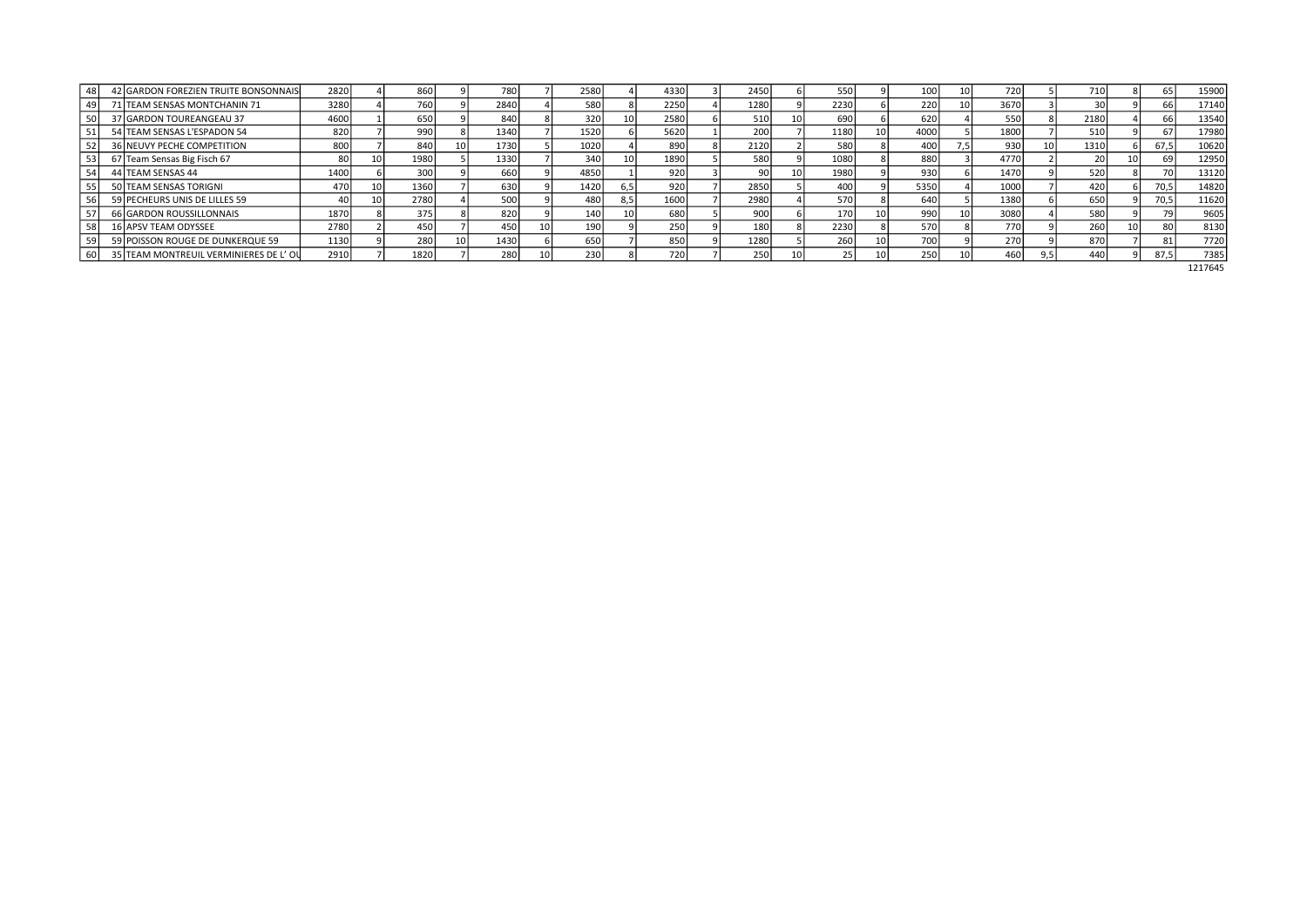| | | | | | | | | | | | | | | | | | | | | | | | | | |
|---|---|---|---|---|---|---|---|---|---|---|---|---|---|---|---|---|---|---|---|---|---|---|---|---|---|
| 48 | 42 | GARDON FOREZIEN TRUITE BONSONNAIS | 2820 | 4 | 860 | 9 | 780 | 7 | 2580 | 4 | 4330 | 3 | 2450 | 6 | 550 | 9 | 100 | 10 | 720 | 5 | 710 | 8 | 65 | 15900 |
| 49 | 71 | TEAM SENSAS MONTCHANIN 71 | 3280 | 4 | 760 | 9 | 2840 | 4 | 580 | 8 | 2250 | 4 | 1280 | 9 | 2230 | 6 | 220 | 10 | 3670 | 3 | 30 | 9 | 66 | 17140 |
| 50 | 37 | GARDON TOUREANGEAU 37 | 4600 | 1 | 650 | 9 | 840 | 8 | 320 | 10 | 2580 | 6 | 510 | 10 | 690 | 6 | 620 | 4 | 550 | 8 | 2180 | 4 | 66 | 13540 |
| 51 | 54 | TEAM SENSAS L'ESPADON 54 | 820 | 7 | 990 | 8 | 1340 | 7 | 1520 | 6 | 5620 | 1 | 200 | 7 | 1180 | 10 | 4000 | 5 | 1800 | 7 | 510 | 9 | 67 | 17980 |
| 52 | 36 | NEUVY PECHE COMPETITION | 800 | 7 | 840 | 10 | 1730 | 5 | 1020 | 4 | 890 | 8 | 2120 | 2 | 580 | 8 | 400 | 7,5 | 930 | 10 | 1310 | 6 | 67,5 | 10620 |
| 53 | 67 | Team Sensas Big Fisch 67 | 80 | 10 | 1980 | 5 | 1330 | 7 | 340 | 10 | 1890 | 5 | 580 | 9 | 1080 | 8 | 880 | 3 | 4770 | 2 | 20 | 10 | 69 | 12950 |
| 54 | 44 | TEAM SENSAS 44 | 1400 | 6 | 300 | 9 | 660 | 9 | 4850 | 1 | 920 | 3 | 90 | 10 | 1980 | 9 | 930 | 6 | 1470 | 9 | 520 | 8 | 70 | 13120 |
| 55 | 50 | TEAM SENSAS TORIGNI | 470 | 10 | 1360 | 7 | 630 | 9 | 1420 | 6,5 | 920 | 7 | 2850 | 5 | 400 | 9 | 5350 | 4 | 1000 | 7 | 420 | 6 | 70,5 | 14820 |
| 56 | 59 | PECHEURS UNIS DE LILLES 59 | 40 | 10 | 2780 | 4 | 500 | 9 | 480 | 8,5 | 1600 | 7 | 2980 | 4 | 570 | 8 | 640 | 5 | 1380 | 6 | 650 | 9 | 70,5 | 11620 |
| 57 | 66 | GARDON ROUSSILLONNAIS | 1870 | 8 | 375 | 8 | 820 | 9 | 140 | 10 | 680 | 5 | 900 | 6 | 170 | 10 | 990 | 10 | 3080 | 4 | 580 | 9 | 79 | 9605 |
| 58 | 16 | APSV TEAM ODYSSEE | 2780 | 2 | 450 | 7 | 450 | 10 | 190 | 9 | 250 | 9 | 180 | 8 | 2230 | 8 | 570 | 8 | 770 | 9 | 260 | 10 | 80 | 8130 |
| 59 | 59 | POISSON ROUGE DE DUNKERQUE 59 | 1130 | 9 | 280 | 10 | 1430 | 6 | 650 | 7 | 850 | 9 | 1280 | 5 | 260 | 10 | 700 | 9 | 270 | 9 | 870 | 7 | 81 | 7720 |
| 60 | 35 | TEAM MONTREUIL VERMINIERES DE L' OU | 2910 | 7 | 1820 | 7 | 280 | 10 | 230 | 8 | 720 | 7 | 250 | 10 | 25 | 10 | 250 | 10 | 460 | 9,5 | 440 | 9 | 87,5 | 7385 |
| | | | | | | | | | | | | | | | | | | | | | | | | 1217645 |